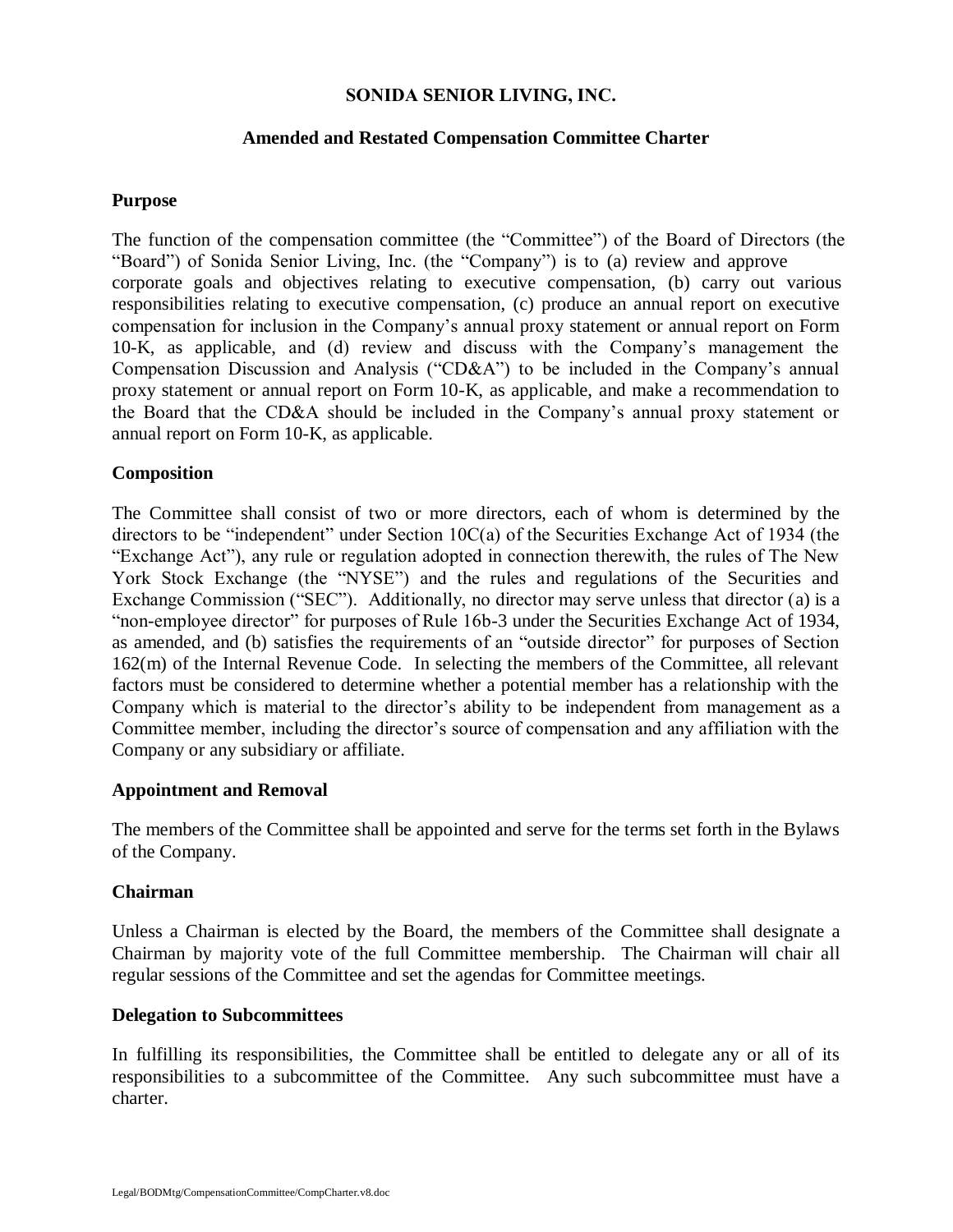# SONIDA SENIOR LIVING, INC.

## Amended and Restated Compensation Committee Charter

### Purpose

The function of the compensation committee (the "Committee") of the Board of Directors (the "Board") of Sonida Senior Living, Inc. (the "Company") is to (a) review and approve corporate goals and objectives relating to executive compensation, (b) carry out various responsibilities relating to executive compensation, (c) produce an annual report on executive compensation for inclusion in the Company's annual proxy statement or annual report on Form 10-K, as applicable, and (d) review and discuss with the Company's management the Compensation Discussion and Analysis ("CD&A") to be included in the Company's annual proxy statement or annual report on Form 10-K, as applicable, and make a recommendation to the Board that the CD&A should be included in the Company's annual proxy statement or annual report on Form 10-K, as applicable.

### Composition

The Committee shall consist of two or more directors, each of whom is determined by the directors to be "independent" under Section 10C(a) of the Securities Exchange Act of 1934 (the "Exchange Act"), any rule or regulation adopted in connection therewith, the rules of The New York Stock Exchange (the "NYSE") and the rules and regulations of the Securities and Exchange Commission ("SEC"). Additionally, no director may serve unless that director (a) is a "non-employee director" for purposes of Rule 16b-3 under the Securities Exchange Act of 1934, as amended, and (b) satisfies the requirements of an "outside director" for purposes of Section 162(m) of the Internal Revenue Code. In selecting the members of the Committee, all relevant factors must be considered to determine whether a potential member has a relationship with the Company which is material to the director's ability to be independent from management as a Committee member, including the director's source of compensation and any affiliation with the Company or any subsidiary or affiliate.

### Appointment and Removal

The members of the Committee shall be appointed and serve for the terms set forth in the Bylaws of the Company.

### Chairman

Unless a Chairman is elected by the Board, the members of the Committee shall designate a Chairman by majority vote of the full Committee membership. The Chairman will chair all regular sessions of the Committee and set the agendas for Committee meetings.

### Delegation to Subcommittees

In fulfilling its responsibilities, the Committee shall be entitled to delegate any or all of its responsibilities to a subcommittee of the Committee. Any such subcommittee must have a charter.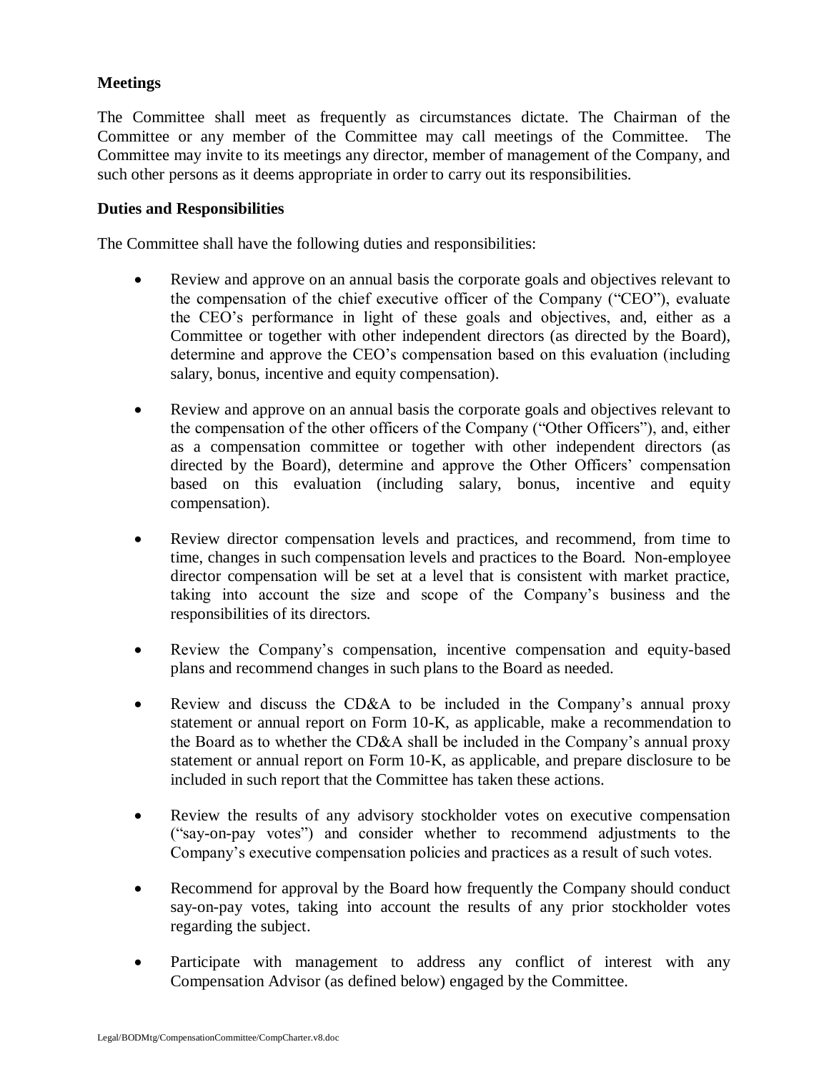**Meetings**

The Committee shall meet as frequently as circumstances dictate. The Chairman of the Committee or any member of the Committee may call meetings of the Committee. The Committee may invite to its meetings any director, member of management of the Company, and such other persons as it deems appropriate in order to carry out its responsibilities.

**Duties and Responsibilities**

The Committee shall have the following duties and responsibilities:

- Review and approve on an annual basis the corporate goals and objectives relevant to the compensation of the chief executive officer of the Company ("CEO"), evaluate the CEO's performance in light of these goals and objectives, and, either as a Committee or together with other independent directors (as directed by the Board), determine and approve the CEO's compensation based on this evaluation (including salary, bonus, incentive and equity compensation).

- Review and approve on an annual basis the corporate goals and objectives relevant to the compensation of the other officers of the Company ("Other Officers"), and, either as a compensation committee or together with other independent directors (as directed by the Board), determine and approve the Other Officers' compensation based on this evaluation (including salary, bonus, incentive and equity compensation).

- Review director compensation levels and practices, and recommend, from time to time, changes in such compensation levels and practices to the Board. Non-employee director compensation will be set at a level that is consistent with market practice, taking into account the size and scope of the Company's business and the responsibilities of its directors.

- Review the Company's compensation, incentive compensation and equity-based plans and recommend changes in such plans to the Board as needed.

- Review and discuss the CD&A to be included in the Company's annual proxy statement or annual report on Form 10-K, as applicable, make a recommendation to the Board as to whether the CD&A shall be included in the Company's annual proxy statement or annual report on Form 10-K, as applicable, and prepare disclosure to be included in such report that the Committee has taken these actions.

- Review the results of any advisory stockholder votes on executive compensation ("say-on-pay votes") and consider whether to recommend adjustments to the Company's executive compensation policies and practices as a result of such votes.

- Recommend for approval by the Board how frequently the Company should conduct say-on-pay votes, taking into account the results of any prior stockholder votes regarding the subject.

- Participate with management to address any conflict of interest with any Compensation Advisor (as defined below) engaged by the Committee.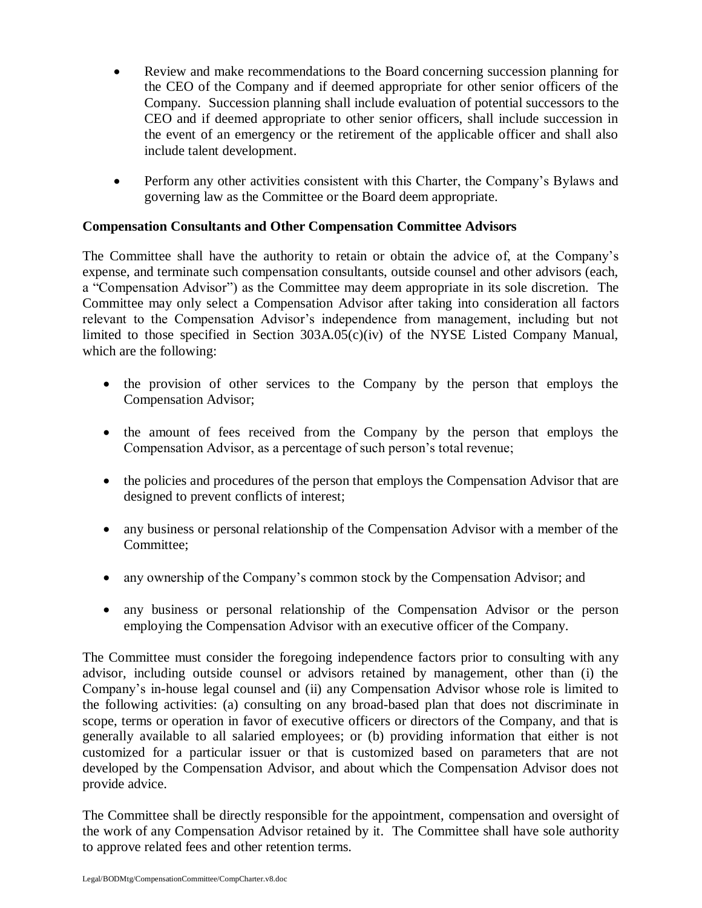- Review and make recommendations to the Board concerning succession planning for the CEO of the Company and if deemed appropriate for other senior officers of the Company. Succession planning shall include evaluation of potential successors to the CEO and if deemed appropriate to other senior officers, shall include succession in the event of an emergency or the retirement of the applicable officer and shall also include talent development.

- Perform any other activities consistent with this Charter, the Company's Bylaws and governing law as the Committee or the Board deem appropriate.

**Compensation Consultants and Other Compensation Committee Advisors**

The Committee shall have the authority to retain or obtain the advice of, at the Company's expense, and terminate such compensation consultants, outside counsel and other advisors (each, a "Compensation Advisor") as the Committee may deem appropriate in its sole discretion. The Committee may only select a Compensation Advisor after taking into consideration all factors relevant to the Compensation Advisor's independence from management, including but not limited to those specified in Section 303A.05(c)(iv) of the NYSE Listed Company Manual, which are the following:

- the provision of other services to the Company by the person that employs the Compensation Advisor;

- the amount of fees received from the Company by the person that employs the Compensation Advisor, as a percentage of such person's total revenue;

- the policies and procedures of the person that employs the Compensation Advisor that are designed to prevent conflicts of interest;

- any business or personal relationship of the Compensation Advisor with a member of the Committee;

- any ownership of the Company's common stock by the Compensation Advisor; and

- any business or personal relationship of the Compensation Advisor or the person employing the Compensation Advisor with an executive officer of the Company.

The Committee must consider the foregoing independence factors prior to consulting with any advisor, including outside counsel or advisors retained by management, other than (i) the Company's in-house legal counsel and (ii) any Compensation Advisor whose role is limited to the following activities: (a) consulting on any broad-based plan that does not discriminate in scope, terms or operation in favor of executive officers or directors of the Company, and that is generally available to all salaried employees; or (b) providing information that either is not customized for a particular issuer or that is customized based on parameters that are not developed by the Compensation Advisor, and about which the Compensation Advisor does not provide advice.

The Committee shall be directly responsible for the appointment, compensation and oversight of the work of any Compensation Advisor retained by it. The Committee shall have sole authority to approve related fees and other retention terms.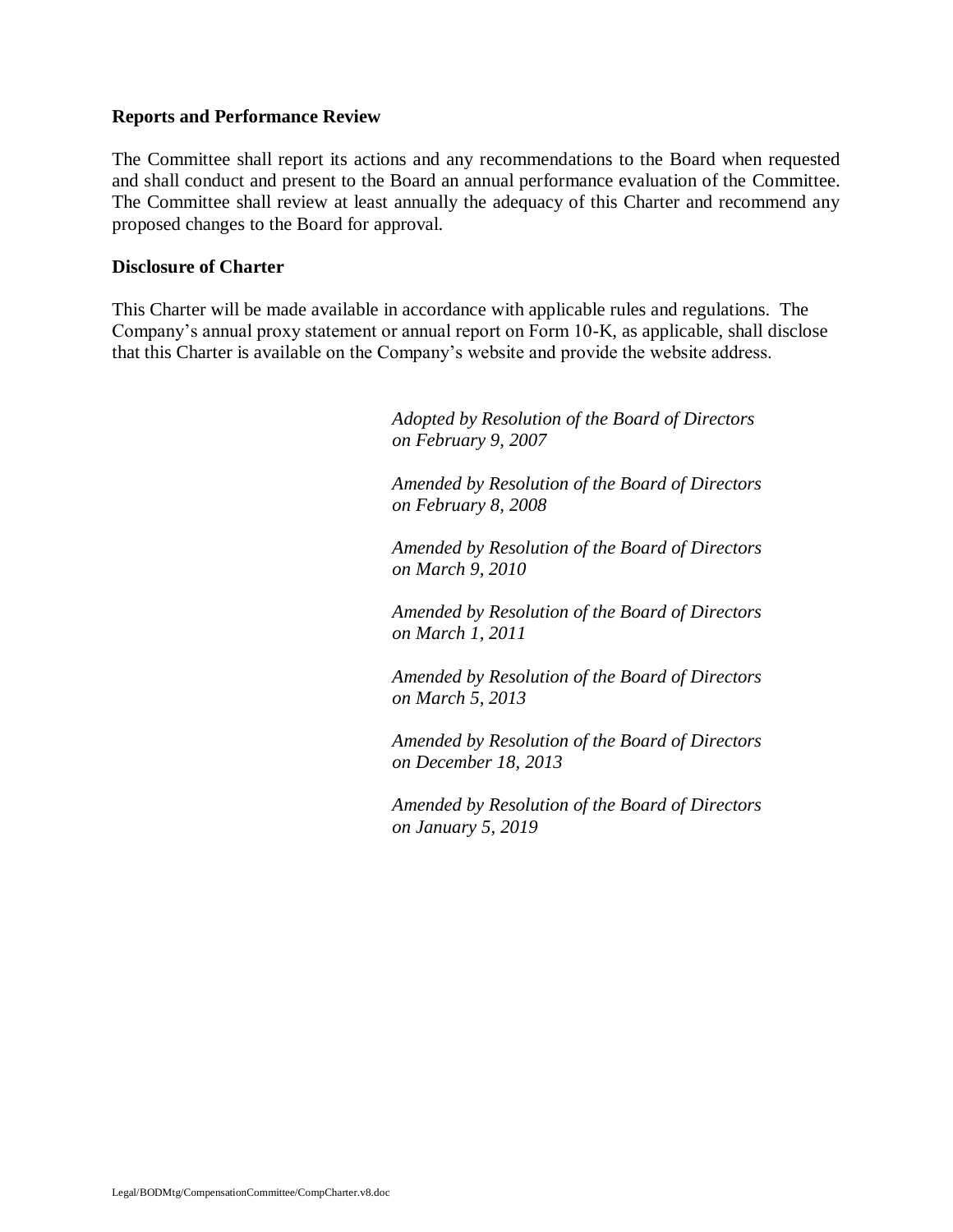**Reports and Performance Review**

The Committee shall report its actions and any recommendations to the Board when requested and shall conduct and present to the Board an annual performance evaluation of the Committee. The Committee shall review at least annually the adequacy of this Charter and recommend any proposed changes to the Board for approval.

**Disclosure of Charter**

This Charter will be made available in accordance with applicable rules and regulations. The Company's annual proxy statement or annual report on Form 10-K, as applicable, shall disclose that this Charter is available on the Company's website and provide the website address.

*Adopted by Resolution of the Board of Directors on February 9, 2007*

*Amended by Resolution of the Board of Directors on February 8, 2008*

*Amended by Resolution of the Board of Directors on March 9, 2010*

*Amended by Resolution of the Board of Directors on March 1, 2011*

*Amended by Resolution of the Board of Directors on March 5, 2013*

*Amended by Resolution of the Board of Directors on December 18, 2013*

*Amended by Resolution of the Board of Directors on January 5, 2019*

Legal/BODMtg/CompensationCommittee/CompCharter.v8.doc